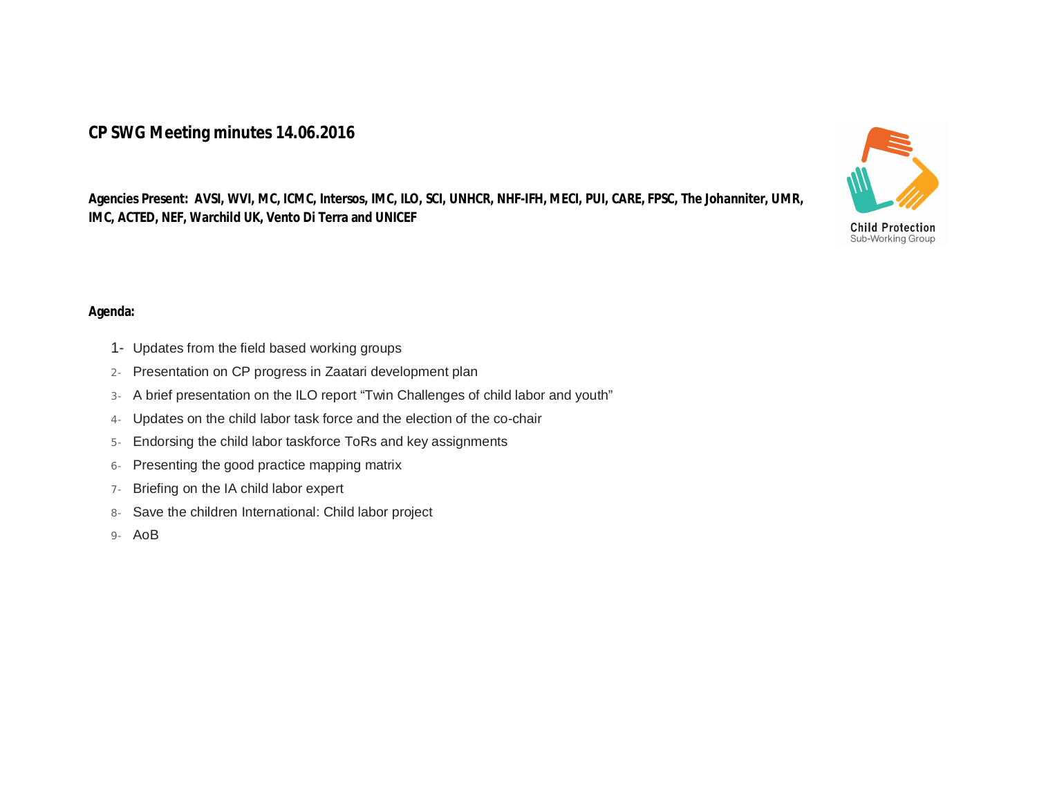# CP SWG Meeting minutes 14.06.2016

**Agencies Present: AVSI, WVI, MC, ICMC, Intersos, IMC, ILO, SCI, UNHCR, NHF-IFH, MECI, PUI, CARE, FPSC, The Johanniter, UMR, IMC, ACTED, NEF, Warchild UK, Vento Di Terra and UNICEF**

Child Protection Sub-Working Group

**Agenda:**

1- Updates from the field based working groups
2- Presentation on CP progress in Zaatari development plan
3- A brief presentation on the ILO report "Twin Challenges of child labor and youth"
4- Updates on the child labor task force and the election of the co-chair
5- Endorsing the child labor taskforce ToRs and key assignments
6- Presenting the good practice mapping matrix
7- Briefing on the IA child labor expert
8- Save the children International: Child labor project
9- AoB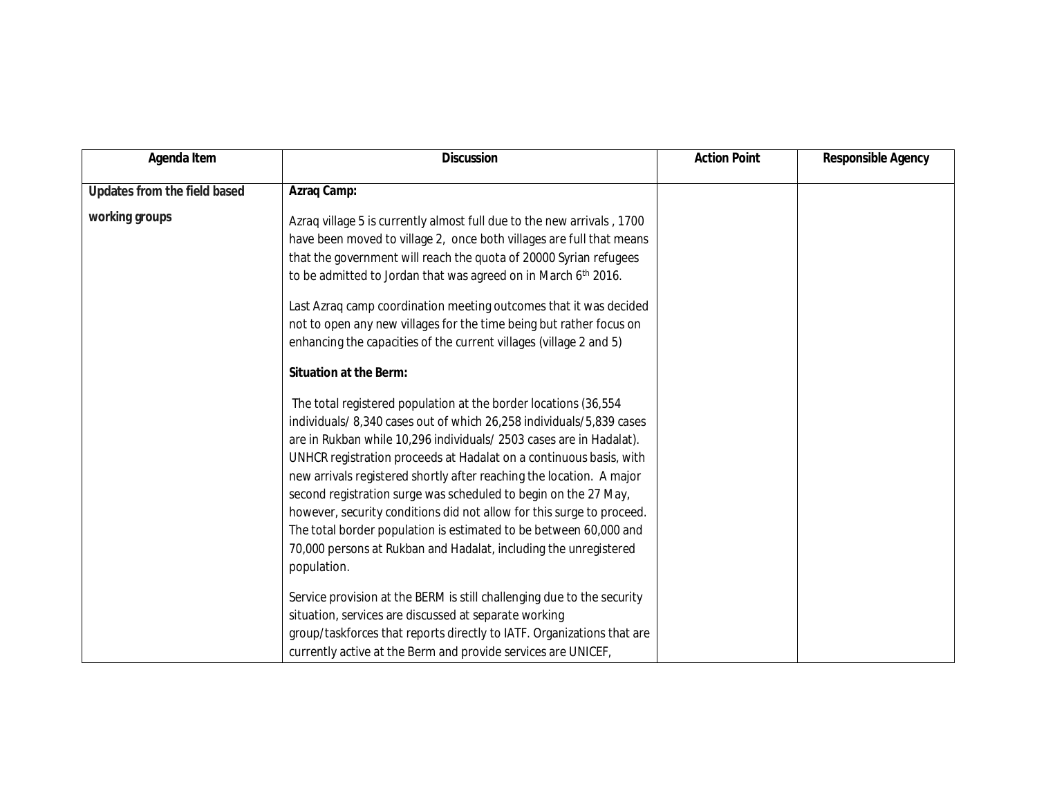| Agenda Item | Discussion | Action Point | Responsible Agency |
|---|---|---|---|
| Updates from the field based working groups | **Azraq Camp:**<br><br>Azraq village 5 is currently almost full due to the new arrivals , 1700 have been moved to village 2, once both villages are full that means that the government will reach the quota of 20000 Syrian refugees to be admitted to Jordan that was agreed on in March 6th 2016.<br><br>Last Azraq camp coordination meeting outcomes that it was decided not to open any new villages for the time being but rather focus on enhancing the capacities of the current villages (village 2 and 5)<br><br>**Situation at the Berm:**<br><br>The total registered population at the border locations (36,554 individuals/ 8,340 cases out of which 26,258 individuals/5,839 cases are in Rukban while 10,296 individuals/ 2503 cases are in Hadalat). UNHCR registration proceeds at Hadalat on a continuous basis, with new arrivals registered shortly after reaching the location. A major second registration surge was scheduled to begin on the 27 May, however, security conditions did not allow for this surge to proceed. The total border population is estimated to be between 60,000 and 70,000 persons at Rukban and Hadalat, including the unregistered population.<br><br>Service provision at the BERM is still challenging due to the security situation, services are discussed at separate working group/taskforces that reports directly to IATF. Organizations that are currently active at the Berm and provide services are UNICEF, | | |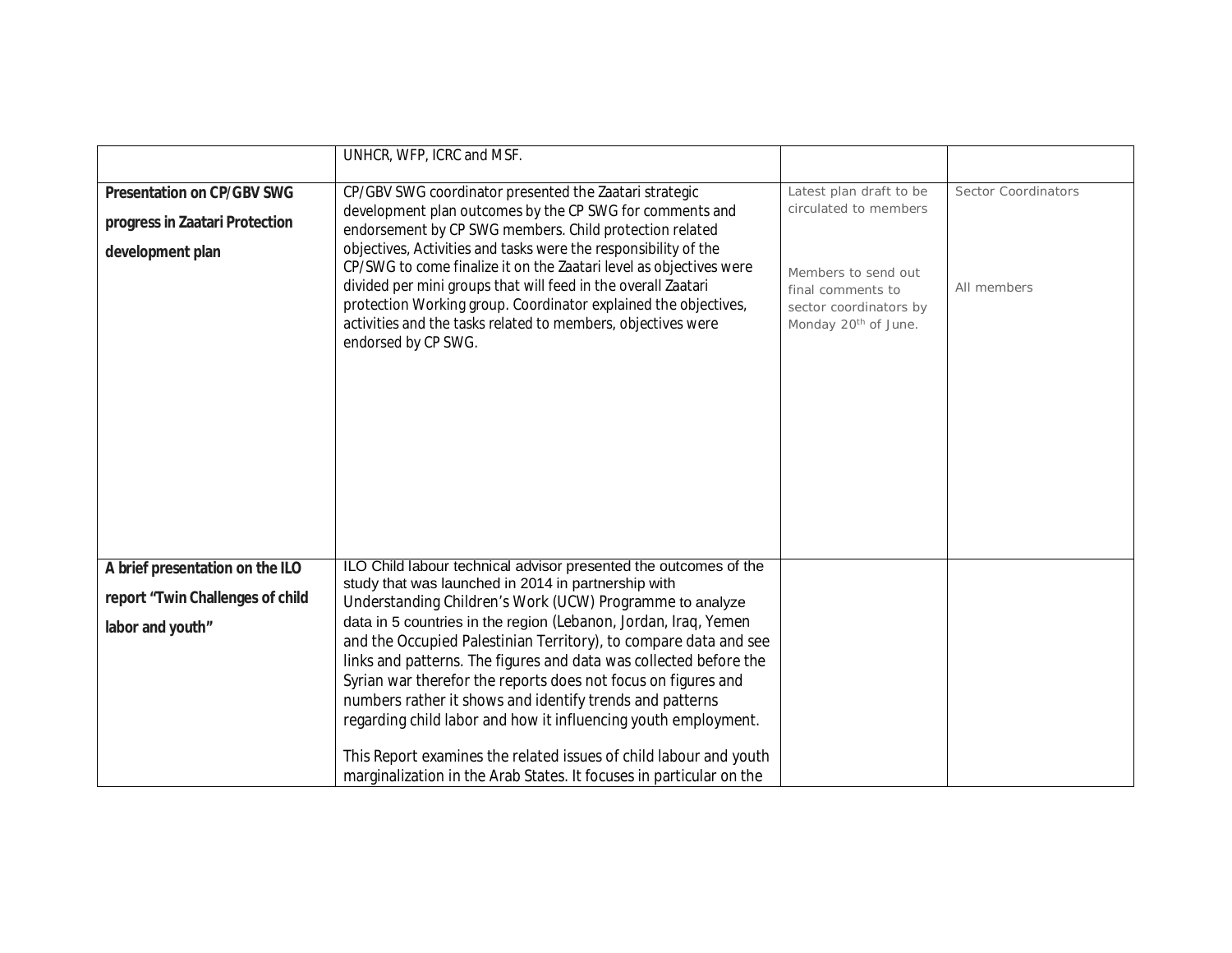| | | | |
|---|---|---|---|
| | UNHCR, WFP, ICRC and MSF. | | |
| **Presentation on CP/GBV SWG progress in Zaatari Protection development plan** | CP/GBV SWG coordinator presented the Zaatari strategic development plan outcomes by the CP SWG for comments and endorsement by CP SWG members. Child protection related objectives, Activities and tasks were the responsibility of the CP/SWG to come finalize it on the Zaatari level as objectives were divided per mini groups that will feed in the overall Zaatari protection Working group. Coordinator explained the objectives, activities and the tasks related to members, objectives were endorsed by CP SWG. | Latest plan draft to be circulated to members<br><br>Members to send out final comments to sector coordinators by Monday 20th of June. | Sector Coordinators<br><br>All members |
| **A brief presentation on the ILO report "Twin Challenges of child labor and youth"** | ILO Child labour technical advisor presented the outcomes of the study that was launched in 2014 in partnership with Understanding Children's Work (UCW) Programme to analyze data in 5 countries in the region (Lebanon, Jordan, Iraq, Yemen and the Occupied Palestinian Territory), to compare data and see links and patterns. The figures and data was collected before the Syrian war therefor the reports does not focus on figures and numbers rather it shows and identify trends and patterns regarding child labor and how it influencing youth employment.<br><br>This Report examines the related issues of child labour and youth marginalization in the Arab States. It focuses in particular on the | | |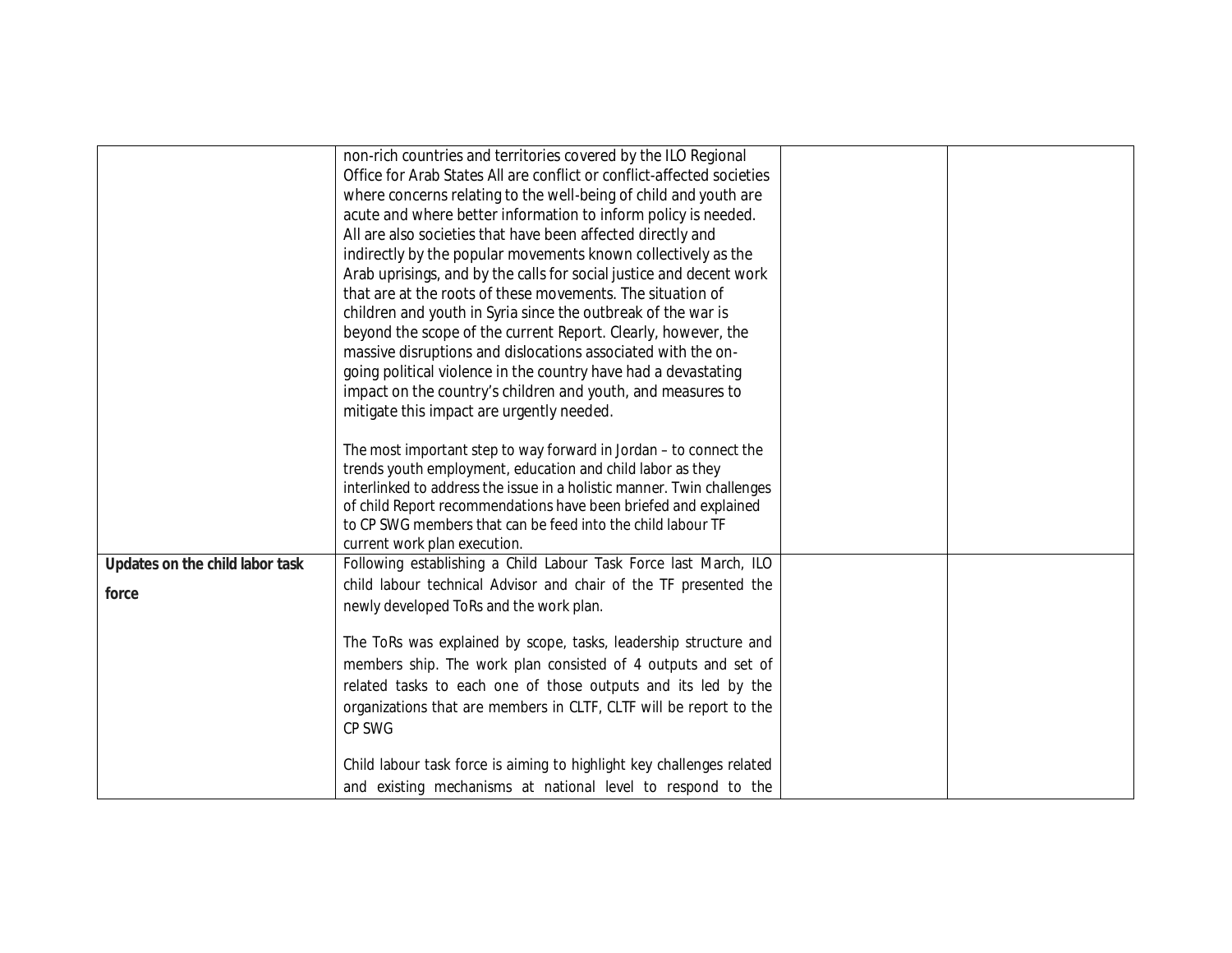| | | | |
|---|---|---|---|
| | non-rich countries and territories covered by the ILO Regional Office for Arab States All are conflict or conflict-affected societies where concerns relating to the well-being of child and youth are acute and where better information to inform policy is needed. All are also societies that have been affected directly and indirectly by the popular movements known collectively as the Arab uprisings, and by the calls for social justice and decent work that are at the roots of these movements. The situation of children and youth in Syria since the outbreak of the war is beyond the scope of the current Report. Clearly, however, the massive disruptions and dislocations associated with the on-going political violence in the country have had a devastating impact on the country's children and youth, and measures to mitigate this impact are urgently needed.<br><br>The most important step to way forward in Jordan – to connect the trends youth employment, education and child labor as they interlinked to address the issue in a holistic manner. Twin challenges of child Report recommendations have been briefed and explained to CP SWG members that can be feed into the child labour TF current work plan execution. | | |
| **Updates on the child labor task force** | Following establishing a Child Labour Task Force last March, ILO child labour technical Advisor and chair of the TF presented the newly developed ToRs and the work plan.<br><br>The ToRs was explained by scope, tasks, leadership structure and members ship. The work plan consisted of 4 outputs and set of related tasks to each one of those outputs and its led by the organizations that are members in CLTF, CLTF will be report to the CP SWG<br><br>Child labour task force is aiming to highlight key challenges related and existing mechanisms at national level to respond to the | | |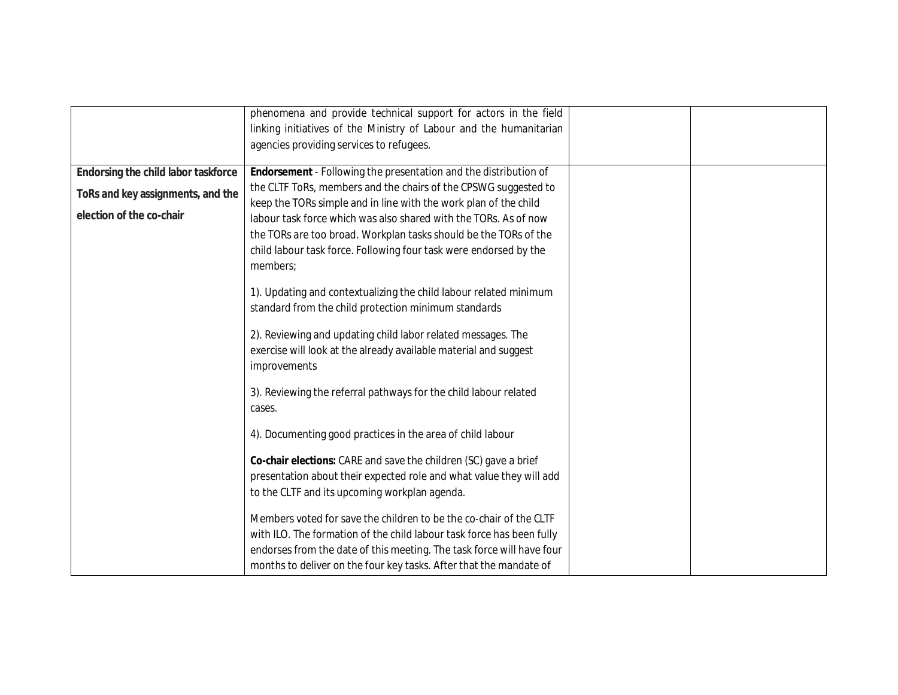| | | | |
|---|---|---|---|
| | phenomena and provide technical support for actors in the field linking initiatives of the Ministry of Labour and the humanitarian agencies providing services to refugees. | | |
| **Endorsing the child labor taskforce ToRs and key assignments, and the election of the co-chair** | **Endorsement** - Following the presentation and the distribution of the CLTF ToRs, members and the chairs of the CPSWG suggested to keep the TORs simple and in line with the work plan of the child labour task force which was also shared with the TORs. As of now the TORs are too broad. Workplan tasks should be the TORs of the child labour task force. Following four task were endorsed by the members;<br><br>1). Updating and contextualizing the child labour related minimum standard from the child protection minimum standards<br><br>2). Reviewing and updating child labor related messages. The exercise will look at the already available material and suggest improvements<br><br>3). Reviewing the referral pathways for the child labour related cases.<br><br>4). Documenting good practices in the area of child labour<br><br>**Co-chair elections:** CARE and save the children (SC) gave a brief presentation about their expected role and what value they will add to the CLTF and its upcoming workplan agenda.<br><br>Members voted for save the children to be the co-chair of the CLTF with ILO. The formation of the child labour task force has been fully endorses from the date of this meeting. The task force will have four months to deliver on the four key tasks. After that the mandate of | | |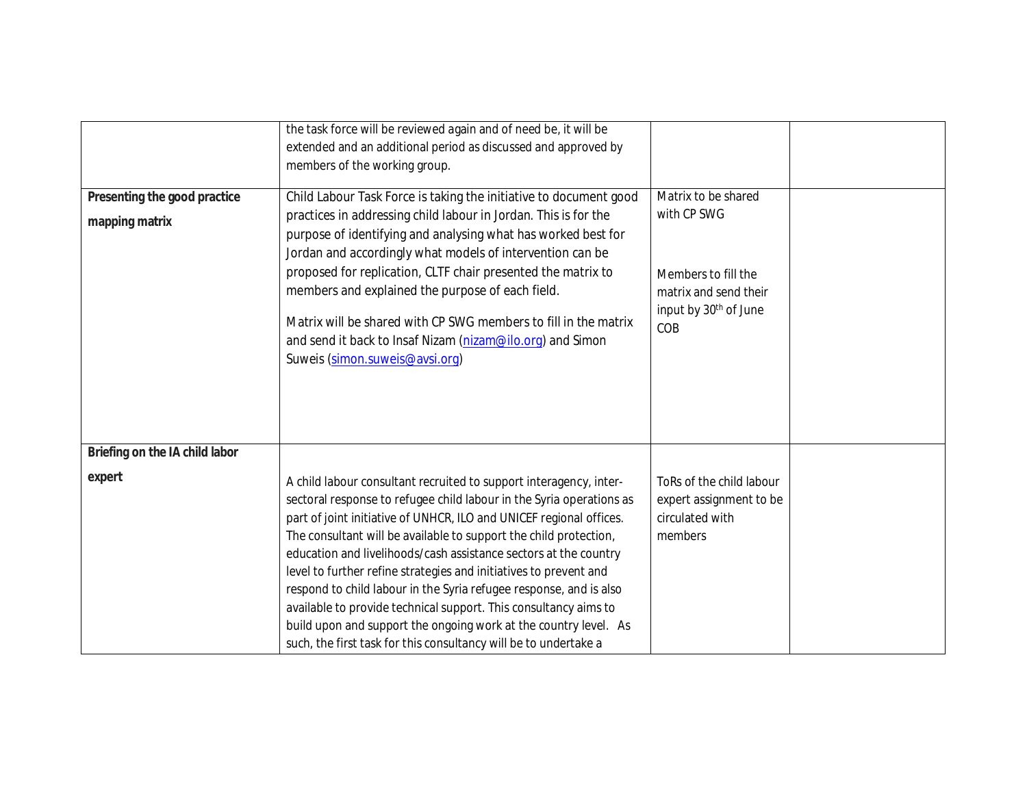| | | | |
|---|---|---|---|
| | the task force will be reviewed again and of need be, it will be extended and an additional period as discussed and approved by members of the working group. | | |
| **Presenting the good practice mapping matrix** | Child Labour Task Force is taking the initiative to document good practices in addressing child labour in Jordan. This is for the purpose of identifying and analysing what has worked best for Jordan and accordingly what models of intervention can be proposed for replication, CLTF chair presented the matrix to members and explained the purpose of each field.<br><br>Matrix will be shared with CP SWG members to fill in the matrix and send it back to Insaf Nizam (nizam@ilo.org) and Simon Suweis (simon.suweis@avsi.org) | Matrix to be shared with CP SWG<br><br>Members to fill the matrix and send their input by 30th of June COB | |
| **Briefing on the IA child labor expert** | A child labour consultant recruited to support interagency, inter-sectoral response to refugee child labour in the Syria operations as part of joint initiative of UNHCR, ILO and UNICEF regional offices. The consultant will be available to support the child protection, education and livelihoods/cash assistance sectors at the country level to further refine strategies and initiatives to prevent and respond to child labour in the Syria refugee response, and is also available to provide technical support. This consultancy aims to build upon and support the ongoing work at the country level. As such, the first task for this consultancy will be to undertake a | ToRs of the child labour expert assignment to be circulated with members | |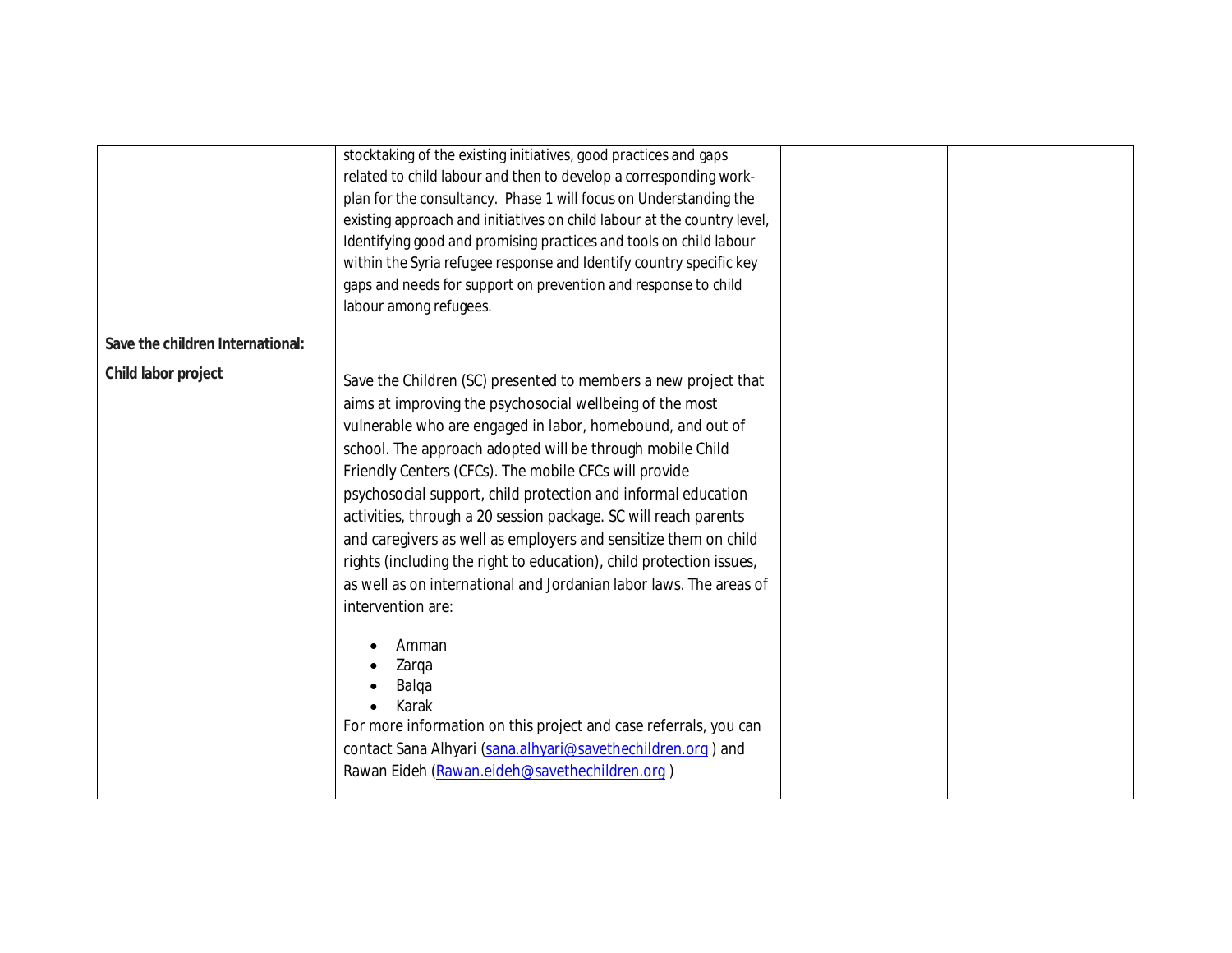| | | | |
|---|---|---|---|
| | stocktaking of the existing initiatives, good practices and gaps related to child labour and then to develop a corresponding work-plan for the consultancy. Phase 1 will focus on Understanding the existing approach and initiatives on child labour at the country level, Identifying good and promising practices and tools on child labour within the Syria refugee response and Identify country specific key gaps and needs for support on prevention and response to child labour among refugees. | | |
| **Save the children International:**<br><br>**Child labor project** | Save the Children (SC) presented to members a new project that aims at improving the psychosocial wellbeing of the most vulnerable who are engaged in labor, homebound, and out of school. The approach adopted will be through mobile Child Friendly Centers (CFCs). The mobile CFCs will provide psychosocial support, child protection and informal education activities, through a 20 session package. SC will reach parents and caregivers as well as employers and sensitize them on child rights (including the right to education), child protection issues, as well as on international and Jordanian labor laws. The areas of intervention are:<br><br>• Amman<br>• Zarqa<br>• Balqa<br>• Karak<br><br>For more information on this project and case referrals, you can contact Sana Alhyari (sana.alhyari@savethechildren.org ) and Rawan Eideh (Rawan.eideh@savethechildren.org ) | | |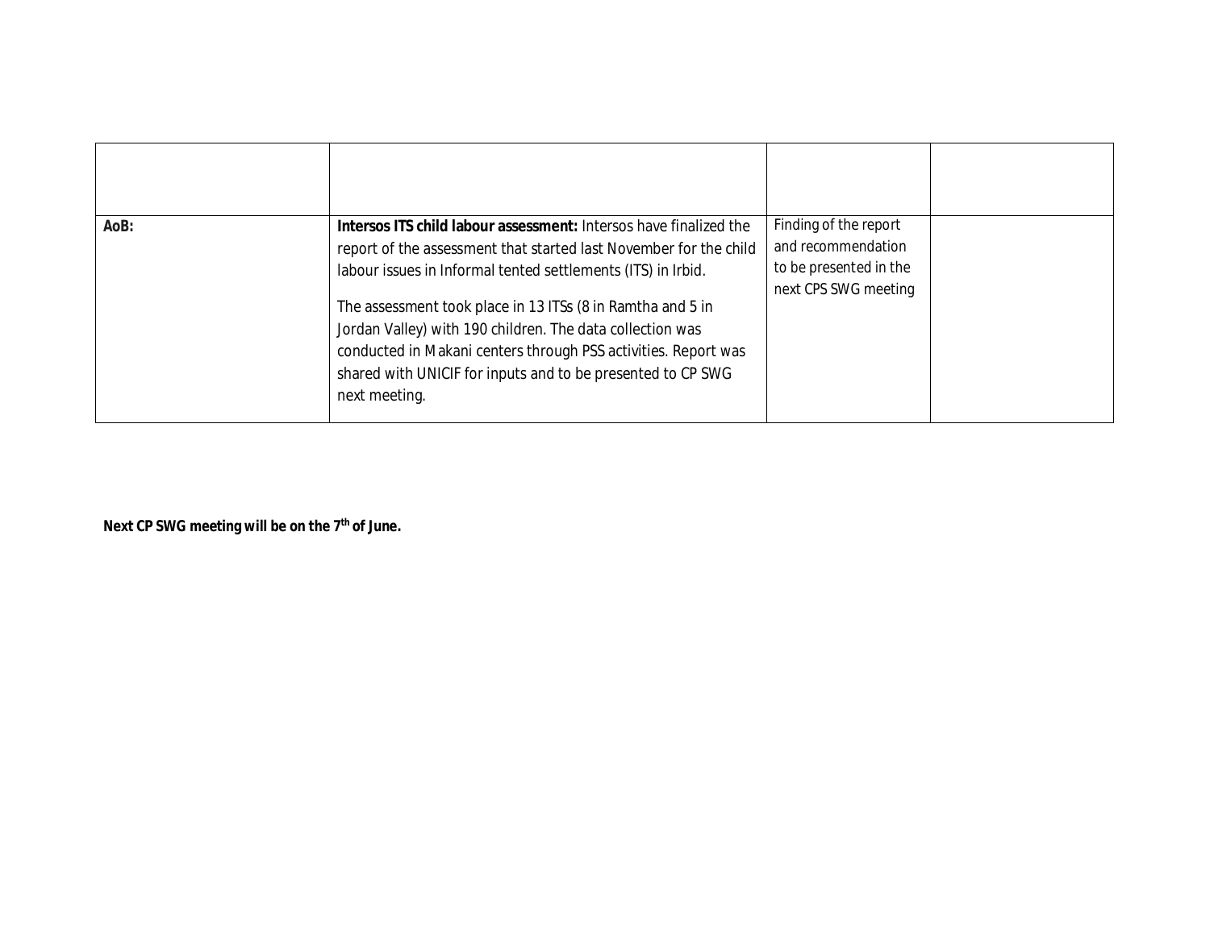| | | | |
|---|---|---|---|
| | | | |
| **AoB:** | **Intersos ITS child labour assessment:** Intersos have finalized the report of the assessment that started last November for the child labour issues in Informal tented settlements (ITS) in Irbid.<br><br>The assessment took place in 13 ITSs (8 in Ramtha and 5 in Jordan Valley) with 190 children. The data collection was conducted in Makani centers through PSS activities. Report was shared with UNICIF for inputs and to be presented to CP SWG next meeting. | Finding of the report and recommendation to be presented in the next CPS SWG meeting | |

**Next CP SWG meeting will be on the 7th of June.**